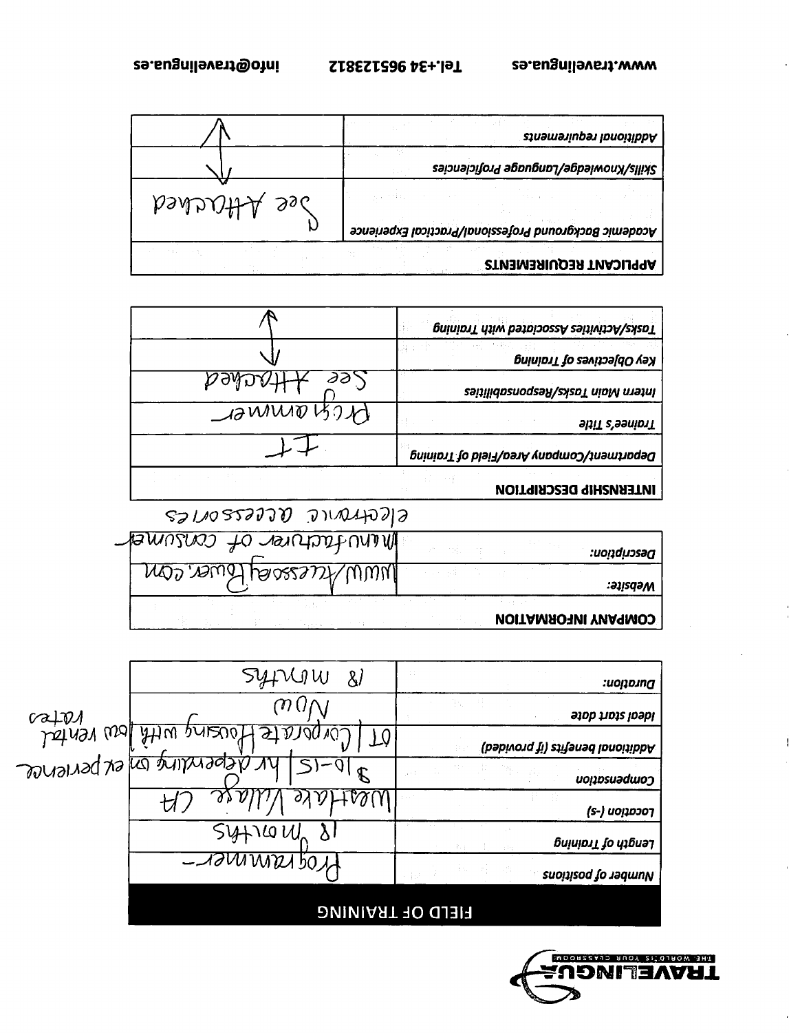TRAVELINGUA
THE WORLD IS YOUR CLASSROOM

| FIELD OF TRAINING | |
|---|---|
| Number of positions | Programmer - |
| Length of Training | 18 Months |
| Location (-s) | Westlake Village CA |
| Compensation | $10-15 / hr depending on experience |
| Additional benefits (if provided) | OT / Corporate Housing with low rental rates |
| Ideal start date | Now |
| Duration: | 18 months |

| COMPANY INFORMATION | |
|---|---|
| Website: | www.AccessoryPower.com |
| Description: | Manufacturer of consumer electronic accessories |

| INTERNSHIP DESCRIPTION | |
|---|---|
| Department/Company Area/Field of Training | IT |
| Trainee's Title | Programmer |
| Intern Main Tasks/Responsabilities | See Attached |
| Key Objectives of Training | ↕ |
| Tasks/Activities Associated with Training | ↕ |

| APPLICANT REQUIREMENTS | |
|---|---|
| Academic Background Professional/Practical Experience | See Attached |
| Skills/Knowledge/Language Proficiencies | ↕ |
| Additional requirements | ↕ |

www.travelingua.es Tel.+34 965123812 info@travelingua.es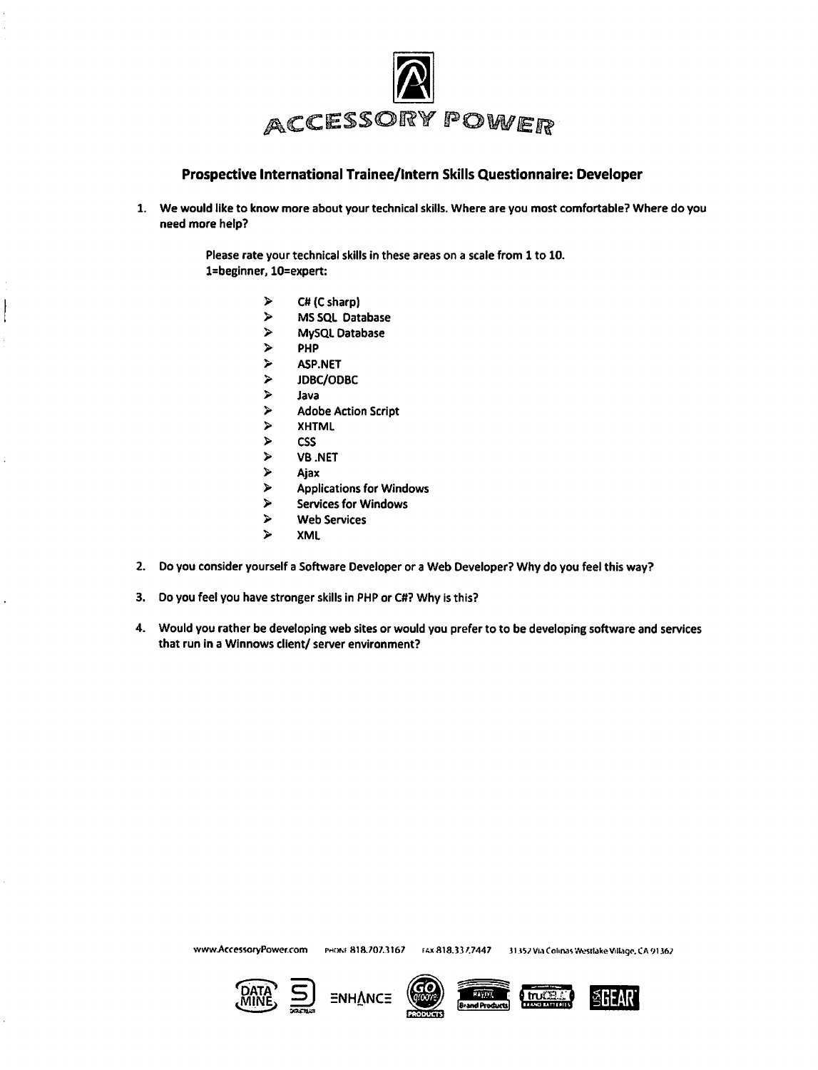ACCESSORY POWER

## Prospective International Trainee/Intern Skills Questionnaire: Developer

1. **We would like to know more about your technical skills. Where are you most comfortable? Where do you need more help?**

   **Please rate your technical skills in these areas on a scale from 1 to 10.**
   **1=beginner, 10=expert:**

   - C# (C sharp)
   - MS SQL Database
   - MySQL Database
   - PHP
   - ASP.NET
   - JDBC/ODBC
   - Java
   - Adobe Action Script
   - XHTML
   - CSS
   - VB .NET
   - Ajax
   - Applications for Windows
   - Services for Windows
   - Web Services
   - XML

2. **Do you consider yourself a Software Developer or a Web Developer? Why do you feel this way?**

3. **Do you feel you have stronger skills in PHP or C#? Why is this?**

4. **Would you rather be developing web sites or would you prefer to to be developing software and services that run in a Winnows client/ server environment?**

www.AccessoryPower.com PHONE 818.707.3167 FAX 818.337.7447 31352 Via Colinas Westlake Village, CA 91362

DATA MINE ENHANCE GO groove PRODUCTS Brand Products truCELL USA GEAR